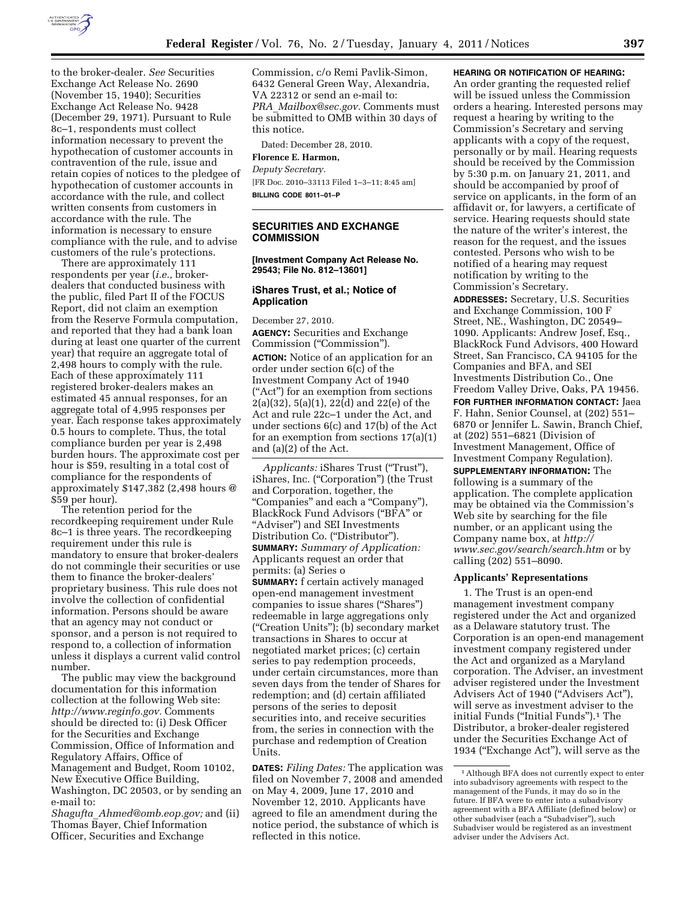to the broker-dealer. *See* Securities Exchange Act Release No. 2690 (November 15, 1940); Securities Exchange Act Release No. 9428 (December 29, 1971). Pursuant to Rule 8c–1, respondents must collect information necessary to prevent the hypothecation of customer accounts in contravention of the rule, issue and retain copies of notices to the pledgee of hypothecation of customer accounts in accordance with the rule, and collect written consents from customers in accordance with the rule. The information is necessary to ensure compliance with the rule, and to advise customers of the rule's protections.

There are approximately 111 respondents per year (*i.e.,* broker-dealers that conducted business with the public, filed Part II of the FOCUS Report, did not claim an exemption from the Reserve Formula computation, and reported that they had a bank loan during at least one quarter of the current year) that require an aggregate total of 2,498 hours to comply with the rule. Each of these approximately 111 registered broker-dealers makes an estimated 45 annual responses, for an aggregate total of 4,995 responses per year. Each response takes approximately 0.5 hours to complete. Thus, the total compliance burden per year is 2,498 burden hours. The approximate cost per hour is $59, resulting in a total cost of compliance for the respondents of approximately $147,382 (2,498 hours @ $59 per hour).

The retention period for the recordkeeping requirement under Rule 8c–1 is three years. The recordkeeping requirement under this rule is mandatory to ensure that broker-dealers do not commingle their securities or use them to finance the broker-dealers' proprietary business. This rule does not involve the collection of confidential information. Persons should be aware that an agency may not conduct or sponsor, and a person is not required to respond to, a collection of information unless it displays a current valid control number.

The public may view the background documentation for this information collection at the following Web site: *http://www.reginfo.gov.* Comments should be directed to: (i) Desk Officer for the Securities and Exchange Commission, Office of Information and Regulatory Affairs, Office of Management and Budget, Room 10102, New Executive Office Building, Washington, DC 20503, or by sending an e-mail to: *Shagufta_Ahmed@omb.eop.gov;* and (ii) Thomas Bayer, Chief Information Officer, Securities and Exchange Commission, c/o Remi Pavlik-Simon, 6432 General Green Way, Alexandria, VA 22312 or send an e-mail to: *PRA_Mailbox@sec.gov.* Comments must be submitted to OMB within 30 days of this notice.

Dated: December 28, 2010.

**Florence E. Harmon,**

*Deputy Secretary.*

[FR Doc. 2010–33113 Filed 1–3–11; 8:45 am]

**BILLING CODE 8011–01–P**

## SECURITIES AND EXCHANGE COMMISSION

**[Investment Company Act Release No. 29543; File No. 812–13601]**

### iShares Trust, et al.; Notice of Application

December 27, 2010.

**AGENCY:** Securities and Exchange Commission ("Commission").

**ACTION:** Notice of an application for an order under section 6(c) of the Investment Company Act of 1940 ("Act") for an exemption from sections 2(a)(32), 5(a)(1), 22(d) and 22(e) of the Act and rule 22c–1 under the Act, and under sections 6(c) and 17(b) of the Act for an exemption from sections 17(a)(1) and (a)(2) of the Act.

*Applicants:* iShares Trust ("Trust"), iShares, Inc. ("Corporation") (the Trust and Corporation, together, the "Companies" and each a "Company"), BlackRock Fund Advisors ("BFA" or "Adviser") and SEI Investments Distribution Co. ("Distributor").

**SUMMARY:** *Summary of Application:* Applicants request an order that permits: (a) Series o

**SUMMARY:** f certain actively managed open-end management investment companies to issue shares ("Shares") redeemable in large aggregations only ("Creation Units"); (b) secondary market transactions in Shares to occur at negotiated market prices; (c) certain series to pay redemption proceeds, under certain circumstances, more than seven days from the tender of Shares for redemption; and (d) certain affiliated persons of the series to deposit securities into, and receive securities from, the series in connection with the purchase and redemption of Creation Units.

**DATES:** *Filing Dates:* The application was filed on November 7, 2008 and amended on May 4, 2009, June 17, 2010 and November 12, 2010. Applicants have agreed to file an amendment during the notice period, the substance of which is reflected in this notice.

**HEARING OR NOTIFICATION OF HEARING:** An order granting the requested relief will be issued unless the Commission orders a hearing. Interested persons may request a hearing by writing to the Commission's Secretary and serving applicants with a copy of the request, personally or by mail. Hearing requests should be received by the Commission by 5:30 p.m. on January 21, 2011, and should be accompanied by proof of service on applicants, in the form of an affidavit or, for lawyers, a certificate of service. Hearing requests should state the nature of the writer's interest, the reason for the request, and the issues contested. Persons who wish to be notified of a hearing may request notification by writing to the Commission's Secretary.

**ADDRESSES:** Secretary, U.S. Securities and Exchange Commission, 100 F Street, NE., Washington, DC 20549–1090. Applicants: Andrew Josef, Esq., BlackRock Fund Advisors, 400 Howard Street, San Francisco, CA 94105 for the Companies and BFA, and SEI Investments Distribution Co., One Freedom Valley Drive, Oaks, PA 19456.

**FOR FURTHER INFORMATION CONTACT:** Jaea F. Hahn, Senior Counsel, at (202) 551–6870 or Jennifer L. Sawin, Branch Chief, at (202) 551–6821 (Division of Investment Management, Office of Investment Company Regulation).

**SUPPLEMENTARY INFORMATION:** The following is a summary of the application. The complete application may be obtained via the Commission's Web site by searching for the file number, or an applicant using the Company name box, at *http://www.sec.gov/search/search.htm* or by calling (202) 551–8090.

#### Applicants' Representations

1. The Trust is an open-end management investment company registered under the Act and organized as a Delaware statutory trust. The Corporation is an open-end management investment company registered under the Act and organized as a Maryland corporation. The Adviser, an investment adviser registered under the Investment Advisers Act of 1940 ("Advisers Act"), will serve as investment adviser to the initial Funds ("Initial Funds").[1] The Distributor, a broker-dealer registered under the Securities Exchange Act of 1934 ("Exchange Act"), will serve as the

[1] Although BFA does not currently expect to enter into subadvisory agreements with respect to the management of the Funds, it may do so in the future. If BFA were to enter into a subadvisory agreement with a BFA Affiliate (defined below) or other subadviser (each a "Subadviser"), such Subadviser would be registered as an investment adviser under the Advisers Act.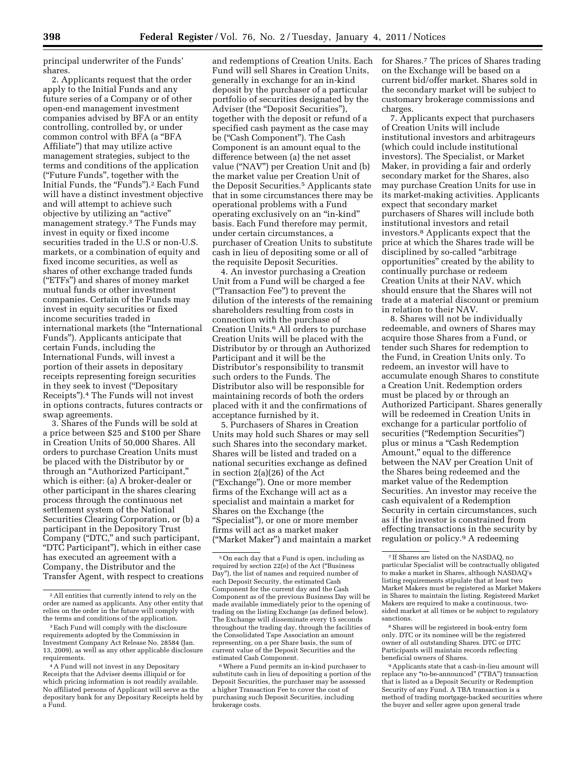principal underwriter of the Funds' shares.

2. Applicants request that the order apply to the Initial Funds and any future series of a Company or of other open-end management investment companies advised by BFA or an entity controlling, controlled by, or under common control with BFA (a "BFA Affiliate") that may utilize active management strategies, subject to the terms and conditions of the application ("Future Funds", together with the Initial Funds, the "Funds").[2] Each Fund will have a distinct investment objective and will attempt to achieve such objective by utilizing an "active" management strategy.[3] The Funds may invest in equity or fixed income securities traded in the U.S or non-U.S. markets, or a combination of equity and fixed income securities, as well as shares of other exchange traded funds ("ETFs") and shares of money market mutual funds or other investment companies. Certain of the Funds may invest in equity securities or fixed income securities traded in international markets (the "International Funds"). Applicants anticipate that certain Funds, including the International Funds, will invest a portion of their assets in depositary receipts representing foreign securities in they seek to invest ("Depositary Receipts").[4] The Funds will not invest in options contracts, futures contracts or swap agreements.

3. Shares of the Funds will be sold at a price between $25 and $100 per Share in Creation Units of 50,000 Shares. All orders to purchase Creation Units must be placed with the Distributor by or through an "Authorized Participant," which is either: (a) A broker-dealer or other participant in the shares clearing process through the continuous net settlement system of the National Securities Clearing Corporation, or (b) a participant in the Depository Trust Company ("DTC," and such participant, "DTC Participant"), which in either case has executed an agreement with a Company, the Distributor and the Transfer Agent, with respect to creations and redemptions of Creation Units. Each Fund will sell Shares in Creation Units, generally in exchange for an in-kind deposit by the purchaser of a particular portfolio of securities designated by the Adviser (the "Deposit Securities"), together with the deposit or refund of a specified cash payment as the case may be ("Cash Component"). The Cash Component is an amount equal to the difference between (a) the net asset value ("NAV") per Creation Unit and (b) the market value per Creation Unit of the Deposit Securities.[5] Applicants state that in some circumstances there may be operational problems with a Fund operating exclusively on an "in-kind" basis. Each Fund therefore may permit, under certain circumstances, a purchaser of Creation Units to substitute cash in lieu of depositing some or all of the requisite Deposit Securities.

4. An investor purchasing a Creation Unit from a Fund will be charged a fee ("Transaction Fee") to prevent the dilution of the interests of the remaining shareholders resulting from costs in connection with the purchase of Creation Units.[6] All orders to purchase Creation Units will be placed with the Distributor by or through an Authorized Participant and it will be the Distributor's responsibility to transmit such orders to the Funds. The Distributor also will be responsible for maintaining records of both the orders placed with it and the confirmations of acceptance furnished by it.

5. Purchasers of Shares in Creation Units may hold such Shares or may sell such Shares into the secondary market. Shares will be listed and traded on a national securities exchange as defined in section 2(a)(26) of the Act ("Exchange"). One or more member firms of the Exchange will act as a specialist and maintain a market for Shares on the Exchange (the "Specialist"), or one or more member firms will act as a market maker ("Market Maker") and maintain a market for Shares.[7] The prices of Shares trading on the Exchange will be based on a current bid/offer market. Shares sold in the secondary market will be subject to customary brokerage commissions and charges.

7. Applicants expect that purchasers of Creation Units will include institutional investors and arbitrageurs (which could include institutional investors). The Specialist, or Market Maker, in providing a fair and orderly secondary market for the Shares, also may purchase Creation Units for use in its market-making activities. Applicants expect that secondary market purchasers of Shares will include both institutional investors and retail investors.[8] Applicants expect that the price at which the Shares trade will be disciplined by so-called "arbitrage opportunities" created by the ability to continually purchase or redeem Creation Units at their NAV, which should ensure that the Shares will not trade at a material discount or premium in relation to their NAV.

8. Shares will not be individually redeemable, and owners of Shares may acquire those Shares from a Fund, or tender such Shares for redemption to the Fund, in Creation Units only. To redeem, an investor will have to accumulate enough Shares to constitute a Creation Unit. Redemption orders must be placed by or through an Authorized Participant. Shares generally will be redeemed in Creation Units in exchange for a particular portfolio of securities ("Redemption Securities") plus or minus a "Cash Redemption Amount," equal to the difference between the NAV per Creation Unit of the Shares being redeemed and the market value of the Redemption Securities. An investor may receive the cash equivalent of a Redemption Security in certain circumstances, such as if the investor is constrained from effecting transactions in the security by regulation or policy.[9] A redeeming

---

[2] All entities that currently intend to rely on the order are named as applicants. Any other entity that relies on the order in the future will comply with the terms and conditions of the application.

[3] Each Fund will comply with the disclosure requirements adopted by the Commission in Investment Company Act Release No. 28584 (Jan. 13, 2009), as well as any other applicable disclosure requirements.

[4] A Fund will not invest in any Depositary Receipts that the Adviser deems illiquid or for which pricing information is not readily available. No affiliated persons of Applicant will serve as the depositary bank for any Depositary Receipts held by a Fund.

[5] On each day that a Fund is open, including as required by section 22(e) of the Act ("Business Day"), the list of names and required number of each Deposit Security, the estimated Cash Component for the current day and the Cash Component as of the previous Business Day will be made available immediately prior to the opening of trading on the listing Exchange (as defined below). The Exchange will disseminate every 15 seconds throughout the trading day, through the facilities of the Consolidated Tape Association an amount representing, on a per Share basis, the sum of current value of the Deposit Securities and the estimated Cash Component.

[6] Where a Fund permits an in-kind purchaser to substitute cash in lieu of depositing a portion of the Deposit Securities, the purchaser may be assessed a higher Transaction Fee to cover the cost of purchasing such Deposit Securities, including brokerage costs.

[7] If Shares are listed on the NASDAQ, no particular Specialist will be contractually obligated to make a market in Shares, although NASDAQ's listing requirements stipulate that at least two Market Makers must be registered as Market Makers in Shares to maintain the listing. Registered Market Makers are required to make a continuous, two-sided market at all times or be subject to regulatory sanctions.

[8] Shares will be registered in book-entry form only. DTC or its nominee will be the registered owner of all outstanding Shares. DTC or DTC Participants will maintain records reflecting beneficial owners of Shares.

[9] Applicants state that a cash-in-lieu amount will replace any "to-be-announced" ("TBA") transaction that is listed as a Deposit Security or Redemption Security of any Fund. A TBA transaction is a method of trading mortgage-backed securities where the buyer and seller agree upon general trade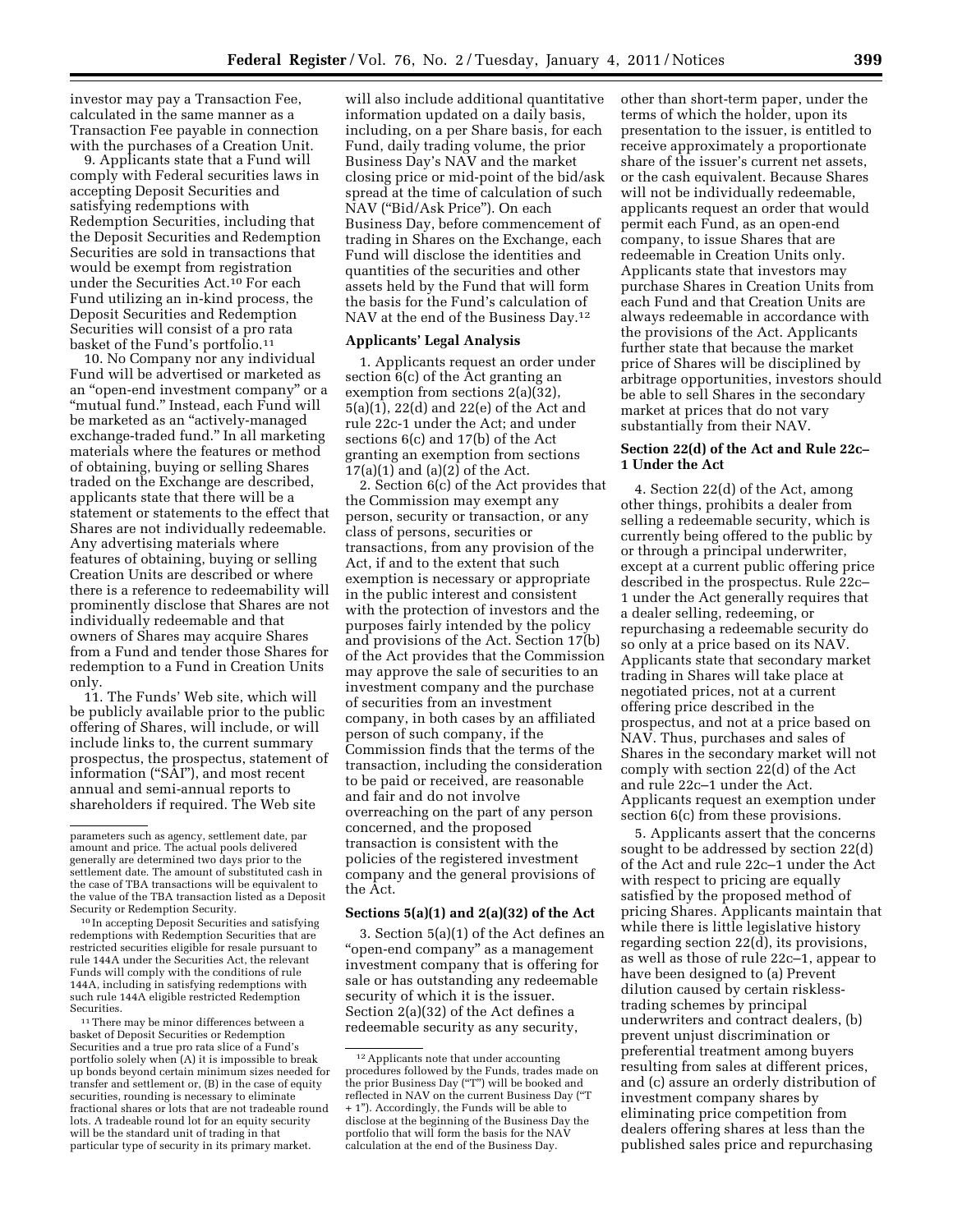investor may pay a Transaction Fee, calculated in the same manner as a Transaction Fee payable in connection with the purchases of a Creation Unit.

9. Applicants state that a Fund will comply with Federal securities laws in accepting Deposit Securities and satisfying redemptions with Redemption Securities, including that the Deposit Securities and Redemption Securities are sold in transactions that would be exempt from registration under the Securities Act.[10] For each Fund utilizing an in-kind process, the Deposit Securities and Redemption Securities will consist of a pro rata basket of the Fund's portfolio.[11]

10. No Company nor any individual Fund will be advertised or marketed as an "open-end investment company" or a "mutual fund." Instead, each Fund will be marketed as an "actively-managed exchange-traded fund." In all marketing materials where the features or method of obtaining, buying or selling Shares traded on the Exchange are described, applicants state that there will be a statement or statements to the effect that Shares are not individually redeemable. Any advertising materials where features of obtaining, buying or selling Creation Units are described or where there is a reference to redeemability will prominently disclose that Shares are not individually redeemable and that owners of Shares may acquire Shares from a Fund and tender those Shares for redemption to a Fund in Creation Units only.

11. The Funds' Web site, which will be publicly available prior to the public offering of Shares, will include, or will include links to, the current summary prospectus, the prospectus, statement of information ("SAI"), and most recent annual and semi-annual reports to shareholders if required. The Web site will also include additional quantitative information updated on a daily basis, including, on a per Share basis, for each Fund, daily trading volume, the prior Business Day's NAV and the market closing price or mid-point of the bid/ask spread at the time of calculation of such NAV ("Bid/Ask Price"). On each Business Day, before commencement of trading in Shares on the Exchange, each Fund will disclose the identities and quantities of the securities and other assets held by the Fund that will form the basis for the Fund's calculation of NAV at the end of the Business Day.[12]

### Applicants' Legal Analysis

1. Applicants request an order under section 6(c) of the Act granting an exemption from sections 2(a)(32), 5(a)(1), 22(d) and 22(e) of the Act and rule 22c-1 under the Act; and under sections 6(c) and 17(b) of the Act granting an exemption from sections 17(a)(1) and (a)(2) of the Act.

2. Section 6(c) of the Act provides that the Commission may exempt any person, security or transaction, or any class of persons, securities or transactions, from any provision of the Act, if and to the extent that such exemption is necessary or appropriate in the public interest and consistent with the protection of investors and the purposes fairly intended by the policy and provisions of the Act. Section 17(b) of the Act provides that the Commission may approve the sale of securities to an investment company and the purchase of securities from an investment company, in both cases by an affiliated person of such company, if the Commission finds that the terms of the transaction, including the consideration to be paid or received, are reasonable and fair and do not involve overreaching on the part of any person concerned, and the proposed transaction is consistent with the policies of the registered investment company and the general provisions of the Act.

### Sections 5(a)(1) and 2(a)(32) of the Act

3. Section 5(a)(1) of the Act defines an "open-end company" as a management investment company that is offering for sale or has outstanding any redeemable security of which it is the issuer. Section 2(a)(32) of the Act defines a redeemable security as any security, other than short-term paper, under the terms of which the holder, upon its presentation to the issuer, is entitled to receive approximately a proportionate share of the issuer's current net assets, or the cash equivalent. Because Shares will not be individually redeemable, applicants request an order that would permit each Fund, as an open-end company, to issue Shares that are redeemable in Creation Units only. Applicants state that investors may purchase Shares in Creation Units from each Fund and that Creation Units are always redeemable in accordance with the provisions of the Act. Applicants further state that because the market price of Shares will be disciplined by arbitrage opportunities, investors should be able to sell Shares in the secondary market at prices that do not vary substantially from their NAV.

### Section 22(d) of the Act and Rule 22c–1 Under the Act

4. Section 22(d) of the Act, among other things, prohibits a dealer from selling a redeemable security, which is currently being offered to the public by or through a principal underwriter, except at a current public offering price described in the prospectus. Rule 22c–1 under the Act generally requires that a dealer selling, redeeming, or repurchasing a redeemable security do so only at a price based on its NAV. Applicants state that secondary market trading in Shares will take place at negotiated prices, not at a current offering price described in the prospectus, and not at a price based on NAV. Thus, purchases and sales of Shares in the secondary market will not comply with section 22(d) of the Act and rule 22c–1 under the Act. Applicants request an exemption under section 6(c) from these provisions.

5. Applicants assert that the concerns sought to be addressed by section 22(d) of the Act and rule 22c–1 under the Act with respect to pricing are equally satisfied by the proposed method of pricing Shares. Applicants maintain that while there is little legislative history regarding section 22(d), its provisions, as well as those of rule 22c–1, appear to have been designed to (a) Prevent dilution caused by certain riskless-trading schemes by principal underwriters and contract dealers, (b) prevent unjust discrimination or preferential treatment among buyers resulting from sales at different prices, and (c) assure an orderly distribution of investment company shares by eliminating price competition from dealers offering shares at less than the published sales price and repurchasing

---

parameters such as agency, settlement date, par amount and price. The actual pools delivered generally are determined two days prior to the settlement date. The amount of substituted cash in the case of TBA transactions will be equivalent to the value of the TBA transaction listed as a Deposit Security or Redemption Security.

[10] In accepting Deposit Securities and satisfying redemptions with Redemption Securities that are restricted securities eligible for resale pursuant to rule 144A under the Securities Act, the relevant Funds will comply with the conditions of rule 144A, including in satisfying redemptions with such rule 144A eligible restricted Redemption Securities.

[11] There may be minor differences between a basket of Deposit Securities or Redemption Securities and a true pro rata slice of a Fund's portfolio solely when (A) it is impossible to break up bonds beyond certain minimum sizes needed for transfer and settlement or, (B) in the case of equity securities, rounding is necessary to eliminate fractional shares or lots that are not tradeable round lots. A tradeable round lot for an equity security will be the standard unit of trading in that particular type of security in its primary market.

[12] Applicants note that under accounting procedures followed by the Funds, trades made on the prior Business Day ("T") will be booked and reflected in NAV on the current Business Day ("T + 1"). Accordingly, the Funds will be able to disclose at the beginning of the Business Day the portfolio that will form the basis for the NAV calculation at the end of the Business Day.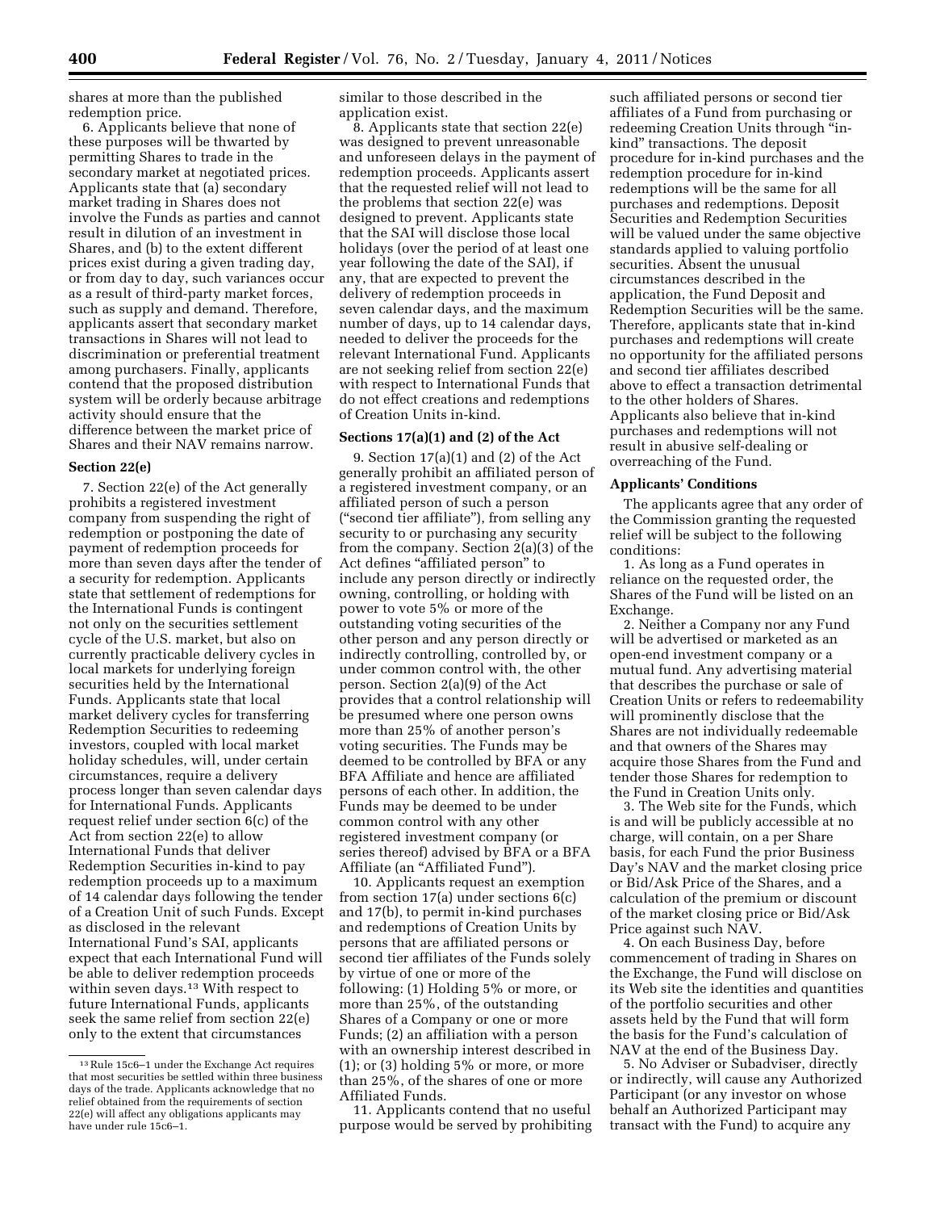shares at more than the published redemption price.

6. Applicants believe that none of these purposes will be thwarted by permitting Shares to trade in the secondary market at negotiated prices. Applicants state that (a) secondary market trading in Shares does not involve the Funds as parties and cannot result in dilution of an investment in Shares, and (b) to the extent different prices exist during a given trading day, or from day to day, such variances occur as a result of third-party market forces, such as supply and demand. Therefore, applicants assert that secondary market transactions in Shares will not lead to discrimination or preferential treatment among purchasers. Finally, applicants contend that the proposed distribution system will be orderly because arbitrage activity should ensure that the difference between the market price of Shares and their NAV remains narrow.

### Section 22(e)

7. Section 22(e) of the Act generally prohibits a registered investment company from suspending the right of redemption or postponing the date of payment of redemption proceeds for more than seven days after the tender of a security for redemption. Applicants state that settlement of redemptions for the International Funds is contingent not only on the securities settlement cycle of the U.S. market, but also on currently practicable delivery cycles in local markets for underlying foreign securities held by the International Funds. Applicants state that local market delivery cycles for transferring Redemption Securities to redeeming investors, coupled with local market holiday schedules, will, under certain circumstances, require a delivery process longer than seven calendar days for International Funds. Applicants request relief under section 6(c) of the Act from section 22(e) to allow International Funds that deliver Redemption Securities in-kind to pay redemption proceeds up to a maximum of 14 calendar days following the tender of a Creation Unit of such Funds. Except as disclosed in the relevant International Fund's SAI, applicants expect that each International Fund will be able to deliver redemption proceeds within seven days.[13] With respect to future International Funds, applicants seek the same relief from section 22(e) only to the extent that circumstances similar to those described in the application exist.

8. Applicants state that section 22(e) was designed to prevent unreasonable and unforeseen delays in the payment of redemption proceeds. Applicants assert that the requested relief will not lead to the problems that section 22(e) was designed to prevent. Applicants state that the SAI will disclose those local holidays (over the period of at least one year following the date of the SAI), if any, that are expected to prevent the delivery of redemption proceeds in seven calendar days, and the maximum number of days, up to 14 calendar days, needed to deliver the proceeds for the relevant International Fund. Applicants are not seeking relief from section 22(e) with respect to International Funds that do not effect creations and redemptions of Creation Units in-kind.

### Sections 17(a)(1) and (2) of the Act

9. Section 17(a)(1) and (2) of the Act generally prohibit an affiliated person of a registered investment company, or an affiliated person of such a person ("second tier affiliate"), from selling any security to or purchasing any security from the company. Section 2(a)(3) of the Act defines "affiliated person" to include any person directly or indirectly owning, controlling, or holding with power to vote 5% or more of the outstanding voting securities of the other person and any person directly or indirectly controlling, controlled by, or under common control with, the other person. Section 2(a)(9) of the Act provides that a control relationship will be presumed where one person owns more than 25% of another person's voting securities. The Funds may be deemed to be controlled by BFA or any BFA Affiliate and hence are affiliated persons of each other. In addition, the Funds may be deemed to be under common control with any other registered investment company (or series thereof) advised by BFA or a BFA Affiliate (an "Affiliated Fund").

10. Applicants request an exemption from section 17(a) under sections 6(c) and 17(b), to permit in-kind purchases and redemptions of Creation Units by persons that are affiliated persons or second tier affiliates of the Funds solely by virtue of one or more of the following: (1) Holding 5% or more, or more than 25%, of the outstanding Shares of a Company or one or more Funds; (2) an affiliation with a person with an ownership interest described in (1); or (3) holding 5% or more, or more than 25%, of the shares of one or more Affiliated Funds.

11. Applicants contend that no useful purpose would be served by prohibiting such affiliated persons or second tier affiliates of a Fund from purchasing or redeeming Creation Units through "in-kind" transactions. The deposit procedure for in-kind purchases and the redemption procedure for in-kind redemptions will be the same for all purchases and redemptions. Deposit Securities and Redemption Securities will be valued under the same objective standards applied to valuing portfolio securities. Absent the unusual circumstances described in the application, the Fund Deposit and Redemption Securities will be the same. Therefore, applicants state that in-kind purchases and redemptions will create no opportunity for the affiliated persons and second tier affiliates described above to effect a transaction detrimental to the other holders of Shares. Applicants also believe that in-kind purchases and redemptions will not result in abusive self-dealing or overreaching of the Fund.

### Applicants' Conditions

The applicants agree that any order of the Commission granting the requested relief will be subject to the following conditions:

1. As long as a Fund operates in reliance on the requested order, the Shares of the Fund will be listed on an Exchange.

2. Neither a Company nor any Fund will be advertised or marketed as an open-end investment company or a mutual fund. Any advertising material that describes the purchase or sale of Creation Units or refers to redeemability will prominently disclose that the Shares are not individually redeemable and that owners of the Shares may acquire those Shares from the Fund and tender those Shares for redemption to the Fund in Creation Units only.

3. The Web site for the Funds, which is and will be publicly accessible at no charge, will contain, on a per Share basis, for each Fund the prior Business Day's NAV and the market closing price or Bid/Ask Price of the Shares, and a calculation of the premium or discount of the market closing price or Bid/Ask Price against such NAV.

4. On each Business Day, before commencement of trading in Shares on the Exchange, the Fund will disclose on its Web site the identities and quantities of the portfolio securities and other assets held by the Fund that will form the basis for the Fund's calculation of NAV at the end of the Business Day.

5. No Adviser or Subadviser, directly or indirectly, will cause any Authorized Participant (or any investor on whose behalf an Authorized Participant may transact with the Fund) to acquire any

[13] Rule 15c6–1 under the Exchange Act requires that most securities be settled within three business days of the trade. Applicants acknowledge that no relief obtained from the requirements of section 22(e) will affect any obligations applicants may have under rule 15c6–1.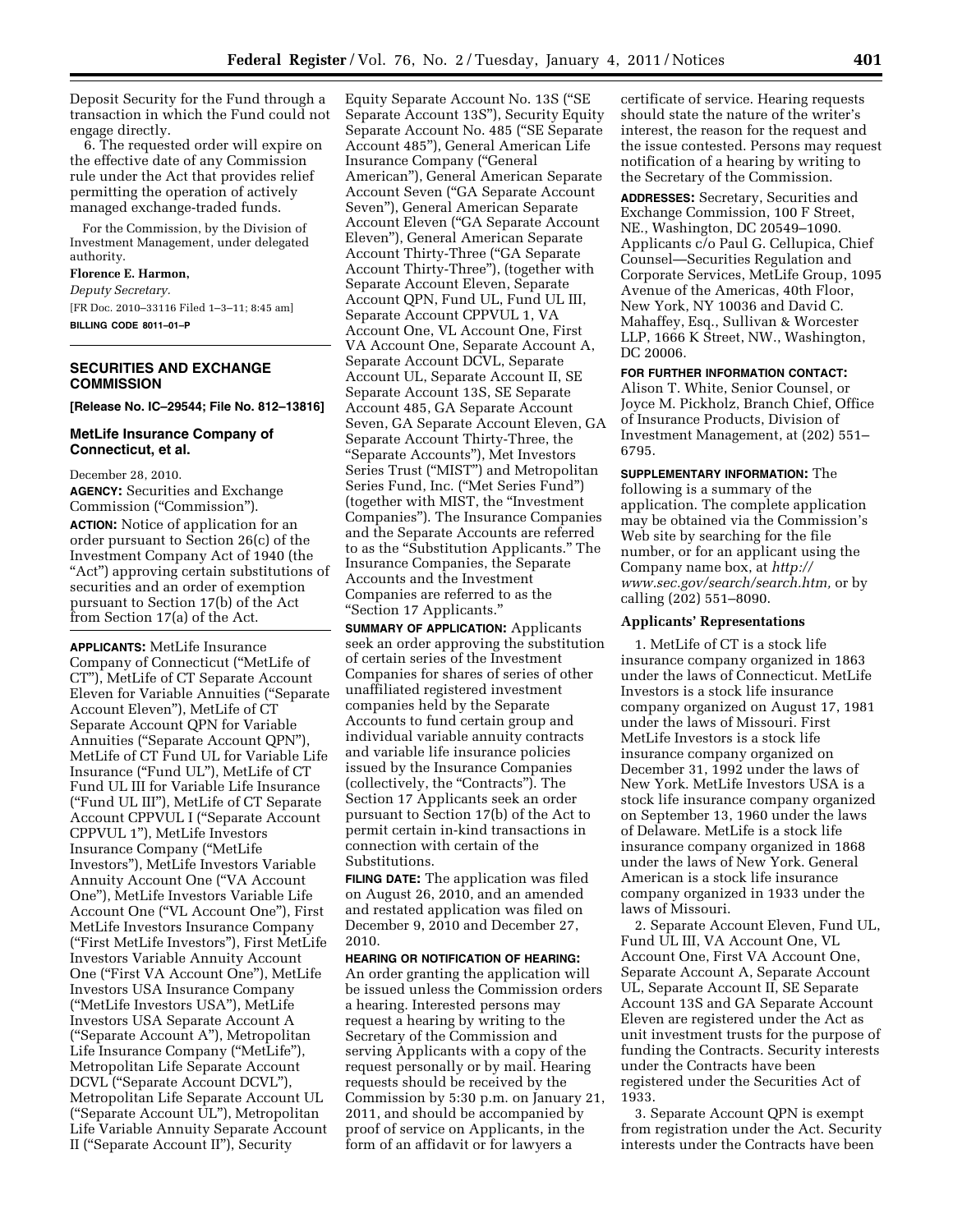Deposit Security for the Fund through a transaction in which the Fund could not engage directly.

6. The requested order will expire on the effective date of any Commission rule under the Act that provides relief permitting the operation of actively managed exchange-traded funds.

For the Commission, by the Division of Investment Management, under delegated authority.

**Florence E. Harmon,**

*Deputy Secretary.*

[FR Doc. 2010–33116 Filed 1–3–11; 8:45 am]

**BILLING CODE 8011–01–P**

## SECURITIES AND EXCHANGE COMMISSION

**[Release No. IC–29544; File No. 812–13816]**

### MetLife Insurance Company of Connecticut, et al.

December 28, 2010.

**AGENCY:** Securities and Exchange Commission ("Commission").

**ACTION:** Notice of application for an order pursuant to Section 26(c) of the Investment Company Act of 1940 (the "Act") approving certain substitutions of securities and an order of exemption pursuant to Section 17(b) of the Act from Section 17(a) of the Act.

**APPLICANTS:** MetLife Insurance Company of Connecticut ("MetLife of CT"), MetLife of CT Separate Account Eleven for Variable Annuities ("Separate Account Eleven"), MetLife of CT Separate Account QPN for Variable Annuities ("Separate Account QPN"), MetLife of CT Fund UL for Variable Life Insurance ("Fund UL"), MetLife of CT Fund UL III for Variable Life Insurance ("Fund UL III"), MetLife of CT Separate Account CPPVUL I ("Separate Account CPPVUL 1"), MetLife Investors Insurance Company ("MetLife Investors"), MetLife Investors Variable Annuity Account One ("VA Account One"), MetLife Investors Variable Life Account One ("VL Account One"), First MetLife Investors Insurance Company ("First MetLife Investors"), First MetLife Investors Variable Annuity Account One ("First VA Account One"), MetLife Investors USA Insurance Company ("MetLife Investors USA"), MetLife Investors USA Separate Account A ("Separate Account A"), Metropolitan Life Insurance Company ("MetLife"), Metropolitan Life Separate Account DCVL ("Separate Account DCVL"), Metropolitan Life Separate Account UL ("Separate Account UL"), Metropolitan Life Variable Annuity Separate Account II ("Separate Account II"), Security Equity Separate Account No. 13S ("SE Separate Account 13S"), Security Equity Separate Account No. 485 ("SE Separate Account 485"), General American Life Insurance Company ("General American"), General American Separate Account Seven ("GA Separate Account Seven"), General American Separate Account Eleven ("GA Separate Account Eleven"), General American Separate Account Thirty-Three ("GA Separate Account Thirty-Three"), (together with Separate Account Eleven, Separate Account QPN, Fund UL, Fund UL III, Separate Account CPPVUL 1, VA Account One, VL Account One, First VA Account One, Separate Account A, Separate Account DCVL, Separate Account UL, Separate Account II, SE Separate Account 13S, SE Separate Account 485, GA Separate Account Seven, GA Separate Account Eleven, GA Separate Account Thirty-Three, the "Separate Accounts"), Met Investors Series Trust ("MIST") and Metropolitan Series Fund, Inc. ("Met Series Fund") (together with MIST, the "Investment Companies"). The Insurance Companies and the Separate Accounts are referred to as the "Substitution Applicants." The Insurance Companies, the Separate Accounts and the Investment Companies are referred to as the "Section 17 Applicants."

**SUMMARY OF APPLICATION:** Applicants seek an order approving the substitution of certain series of the Investment Companies for shares of series of other unaffiliated registered investment companies held by the Separate Accounts to fund certain group and individual variable annuity contracts and variable life insurance policies issued by the Insurance Companies (collectively, the "Contracts"). The Section 17 Applicants seek an order pursuant to Section 17(b) of the Act to permit certain in-kind transactions in connection with certain of the Substitutions.

**FILING DATE:** The application was filed on August 26, 2010, and an amended and restated application was filed on December 9, 2010 and December 27, 2010.

**HEARING OR NOTIFICATION OF HEARING:** An order granting the application will be issued unless the Commission orders a hearing. Interested persons may request a hearing by writing to the Secretary of the Commission and serving Applicants with a copy of the request personally or by mail. Hearing requests should be received by the Commission by 5:30 p.m. on January 21, 2011, and should be accompanied by proof of service on Applicants, in the form of an affidavit or for lawyers a certificate of service. Hearing requests should state the nature of the writer's interest, the reason for the request and the issue contested. Persons may request notification of a hearing by writing to the Secretary of the Commission.

**ADDRESSES:** Secretary, Securities and Exchange Commission, 100 F Street, NE., Washington, DC 20549–1090. Applicants c/o Paul G. Cellupica, Chief Counsel—Securities Regulation and Corporate Services, MetLife Group, 1095 Avenue of the Americas, 40th Floor, New York, NY 10036 and David C. Mahaffey, Esq., Sullivan & Worcester LLP, 1666 K Street, NW., Washington, DC 20006.

**FOR FURTHER INFORMATION CONTACT:** Alison T. White, Senior Counsel, or Joyce M. Pickholz, Branch Chief, Office of Insurance Products, Division of Investment Management, at (202) 551–6795.

**SUPPLEMENTARY INFORMATION:** The following is a summary of the application. The complete application may be obtained via the Commission's Web site by searching for the file number, or for an applicant using the Company name box, at *http://www.sec.gov/search/search.htm,* or by calling (202) 551–8090.

#### Applicants' Representations

1. MetLife of CT is a stock life insurance company organized in 1863 under the laws of Connecticut. MetLife Investors is a stock life insurance company organized on August 17, 1981 under the laws of Missouri. First MetLife Investors is a stock life insurance company organized on December 31, 1992 under the laws of New York. MetLife Investors USA is a stock life insurance company organized on September 13, 1960 under the laws of Delaware. MetLife is a stock life insurance company organized in 1868 under the laws of New York. General American is a stock life insurance company organized in 1933 under the laws of Missouri.

2. Separate Account Eleven, Fund UL, Fund UL III, VA Account One, VL Account One, First VA Account One, Separate Account A, Separate Account UL, Separate Account II, SE Separate Account 13S and GA Separate Account Eleven are registered under the Act as unit investment trusts for the purpose of funding the Contracts. Security interests under the Contracts have been registered under the Securities Act of 1933.

3. Separate Account QPN is exempt from registration under the Act. Security interests under the Contracts have been